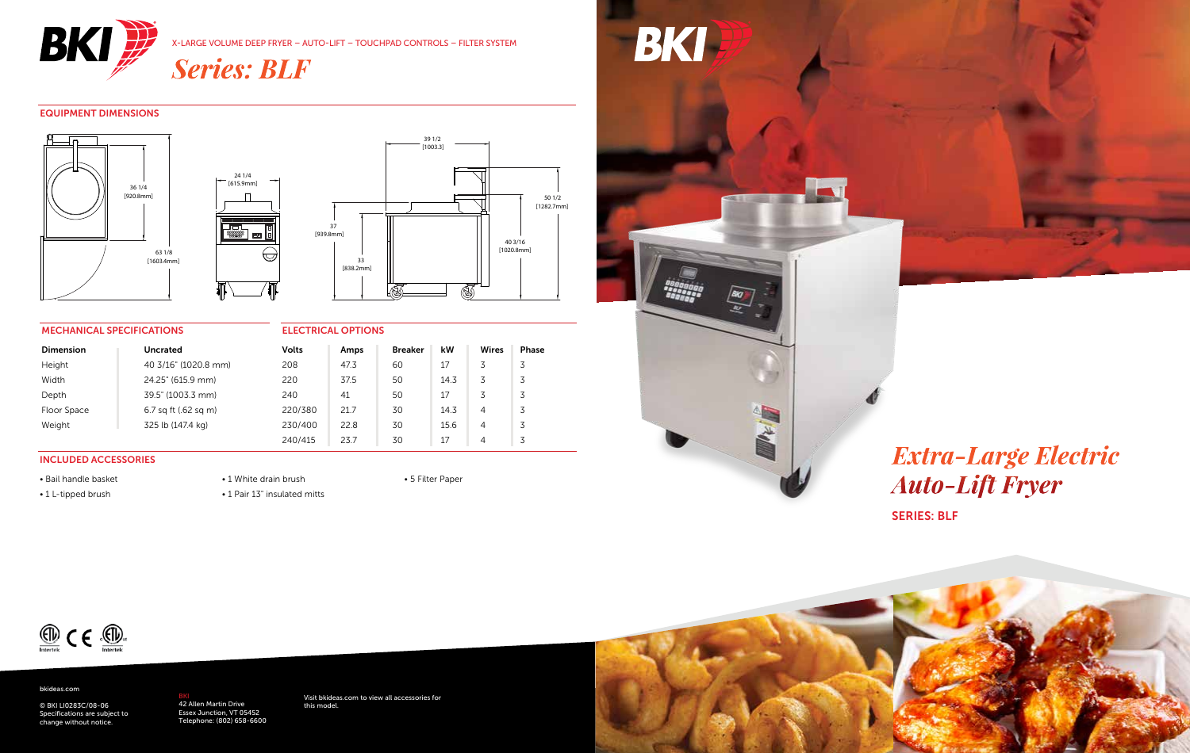X-LARGE VOLUME DEEP FRYER – AUTO-LIFT – TOUCHPAD CONTROLS – FILTER SYSTEM

# *Series: BLF*

## EQUIPMENT DIMENSIONS

36 1/4 [920.8mm]

63 1/8 [1603.4mm]

24 1/4 [615.9mm]

39 1/2 [1003.3]

50 1/2 [1282.7mm]

37 [939.8mm]

33 [838.2mm]

40 3/16 [1020.8mm]

## MECHANICAL SPECIFICATIONS

| Dimension | Uncrated |
|---|---|
| Height | 40 3/16" (1020.8 mm) |
| Width | 24.25" (615.9 mm) |
| Depth | 39.5" (1003.3 mm) |
| Floor Space | 6.7 sq ft (.62 sq m) |
| Weight | 325 lb (147.4 kg) |

## ELECTRICAL OPTIONS

| Volts | Amps | Breaker | kW | Wires | Phase |
|---|---|---|---|---|---|
| 208 | 47.3 | 60 | 17 | 3 | 3 |
| 220 | 37.5 | 50 | 14.3 | 3 | 3 |
| 240 | 41 | 50 | 17 | 3 | 3 |
| 220/380 | 21.7 | 30 | 14.3 | 4 | 3 |
| 230/400 | 22.8 | 30 | 15.6 | 4 | 3 |
| 240/415 | 23.7 | 30 | 17 | 4 | 3 |

## INCLUDED ACCESSORIES

- Bail handle basket
- 1 L-tipped brush
- 1 White drain brush
- 1 Pair 13" insulated mitts
- 5 Filter Paper

# *Extra-Large Electric Auto-Lift Fryer*

SERIES: BLF

bkideas.com

© BKI LI0283C/08-06
Specifications are subject to change without notice.

BKI
42 Allen Martin Drive
Essex Junction, VT 05452
Telephone: (802) 658-6600

Visit bkideas.com to view all accessories for this model.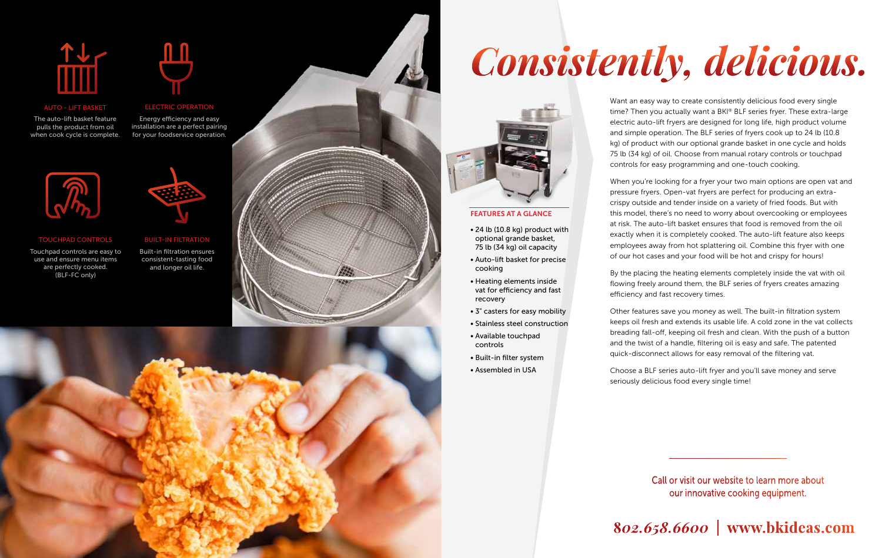AUTO - LIFT BASKET

The auto-lift basket feature pulls the product from oil when cook cycle is complete.

ELECTRIC OPERATION

Energy efficiency and easy installation are a perfect pairing for your foodservice operation.

TOUCHPAD CONTROLS

Touchpad controls are easy to use and ensure menu items are perfectly cooked. (BLF-FC only)

BUILT-IN FILTRATION

Built-in filtration ensures consistent-tasting food and longer oil life.

# *Consistently, delicious.*

FEATURES AT A GLANCE

- 24 lb (10.8 kg) product with optional grande basket, 75 lb (34 kg) oil capacity
- Auto-lift basket for precise cooking
- Heating elements inside vat for efficiency and fast recovery
- 3" casters for easy mobility
- Stainless steel construction
- Available touchpad controls
- Built-in filter system
- Assembled in USA

Want an easy way to create consistently delicious food every single time? Then you actually want a BKI® BLF series fryer. These extra-large electric auto-lift fryers are designed for long life, high product volume and simple operation. The BLF series of fryers cook up to 24 lb (10.8 kg) of product with our optional grande basket in one cycle and holds 75 lb (34 kg) of oil. Choose from manual rotary controls or touchpad controls for easy programming and one-touch cooking.

When you're looking for a fryer your two main options are open vat and pressure fryers. Open-vat fryers are perfect for producing an extra-crispy outside and tender inside on a variety of fried foods. But with this model, there's no need to worry about overcooking or employees at risk. The auto-lift basket ensures that food is removed from the oil exactly when it is completely cooked. The auto-lift feature also keeps employees away from hot splattering oil. Combine this fryer with one of our hot cases and your food will be hot and crispy for hours!

By the placing the heating elements completely inside the vat with oil flowing freely around them, the BLF series of fryers creates amazing efficiency and fast recovery times.

Other features save you money as well. The built-in filtration system keeps oil fresh and extends its usable life. A cold zone in the vat collects breading fall-off, keeping oil fresh and clean. With the push of a button and the twist of a handle, filtering oil is easy and safe. The patented quick-disconnect allows for easy removal of the filtering vat.

Choose a BLF series auto-lift fryer and you'll save money and serve seriously delicious food every single time!

Call or visit our website to learn more about our innovative cooking equipment.

**802.658.6600 | www.bkideas.com**